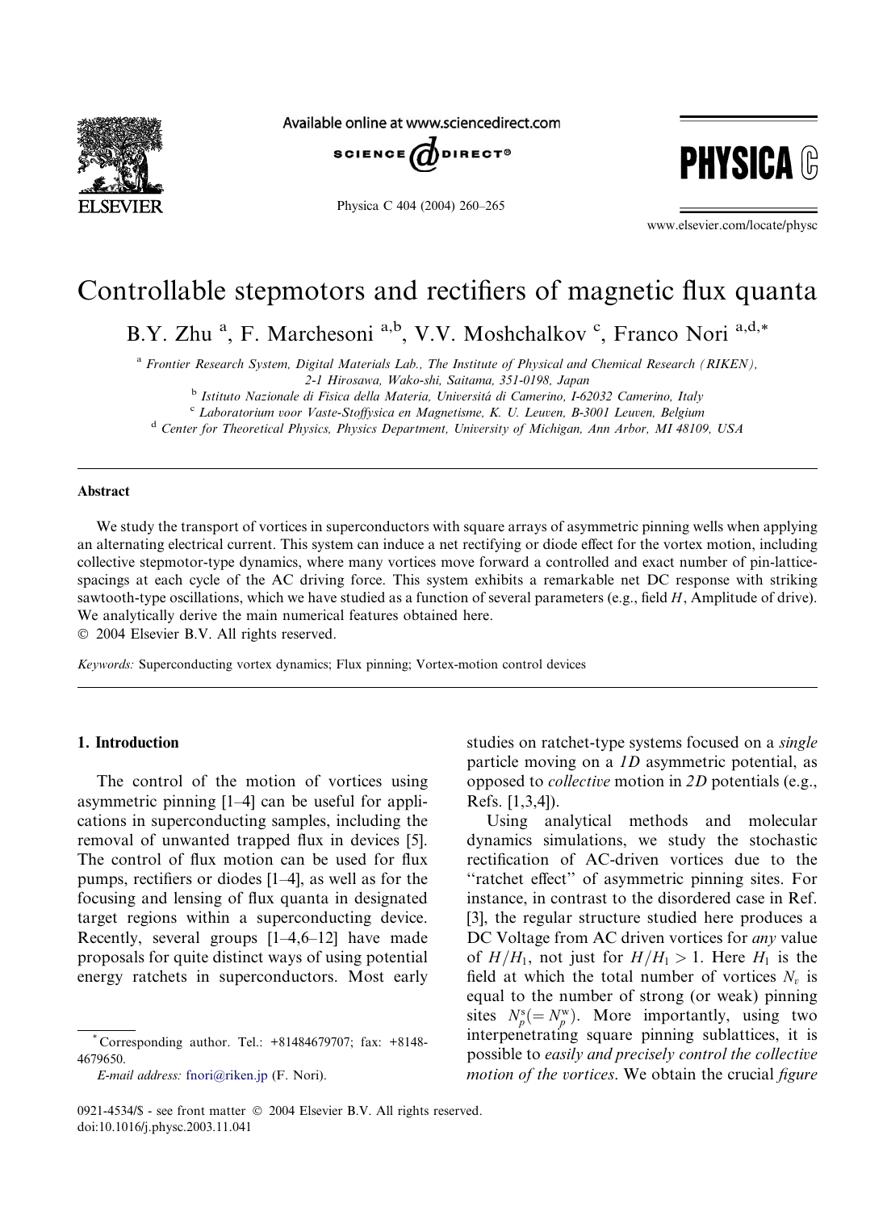# Controllable stepmotors and rectifiers of magnetic flux quanta

B.Y. Zhu [a], F. Marchesoni [a,b], V.V. Moshchalkov [c], Franco Nori [a,d,*]

[a] Frontier Research System, Digital Materials Lab., The Institute of Physical and Chemical Research (RIKEN), 2-1 Hirosawa, Wako-shi, Saitama, 351-0198, Japan

[b] Istituto Nazionale di Fisica della Materia, Universitá di Camerino, I-62032 Camerino, Italy

[c] Laboratorium voor Vaste-Stoffysica en Magnetisme, K. U. Leuven, B-3001 Leuven, Belgium

[d] Center for Theoretical Physics, Physics Department, University of Michigan, Ann Arbor, MI 48109, USA

## Abstract

We study the transport of vortices in superconductors with square arrays of asymmetric pinning wells when applying an alternating electrical current. This system can induce a net rectifying or diode effect for the vortex motion, including collective stepmotor-type dynamics, where many vortices move forward a controlled and exact number of pin-lattice-spacings at each cycle of the AC driving force. This system exhibits a remarkable net DC response with striking sawtooth-type oscillations, which we have studied as a function of several parameters (e.g., field $H$, Amplitude of drive). We analytically derive the main numerical features obtained here.

© 2004 Elsevier B.V. All rights reserved.

*Keywords:* Superconducting vortex dynamics; Flux pinning; Vortex-motion control devices

## 1. Introduction

The control of the motion of vortices using asymmetric pinning [1–4] can be useful for applications in superconducting samples, including the removal of unwanted trapped flux in devices [5]. The control of flux motion can be used for flux pumps, rectifiers or diodes [1–4], as well as for the focusing and lensing of flux quanta in designated target regions within a superconducting device. Recently, several groups [1–4,6–12] have made proposals for quite distinct ways of using potential energy ratchets in superconductors. Most early studies on ratchet-type systems focused on a *single* particle moving on a *1D* asymmetric potential, as opposed to *collective* motion in *2D* potentials (e.g., Refs. [1,3,4]).

Using analytical methods and molecular dynamics simulations, we study the stochastic rectification of AC-driven vortices due to the "ratchet effect" of asymmetric pinning sites. For instance, in contrast to the disordered case in Ref. [3], the regular structure studied here produces a DC Voltage from AC driven vortices for *any* value of $H/H_1$, not just for $H/H_1 > 1$. Here $H_1$ is the field at which the total number of vortices $N_v$ is equal to the number of strong (or weak) pinning sites $N_p^s (= N_p^w)$. More importantly, using two interpenetrating square pinning sublattices, it is possible to *easily and precisely control the collective motion of the vortices*. We obtain the crucial *figure*

---

* Corresponding author. Tel.: +81484679707; fax: +8148-4679650.
*E-mail address:* fnori@riken.jp (F. Nori).

0921-4534/$ - see front matter © 2004 Elsevier B.V. All rights reserved.
doi:10.1016/j.physc.2003.11.041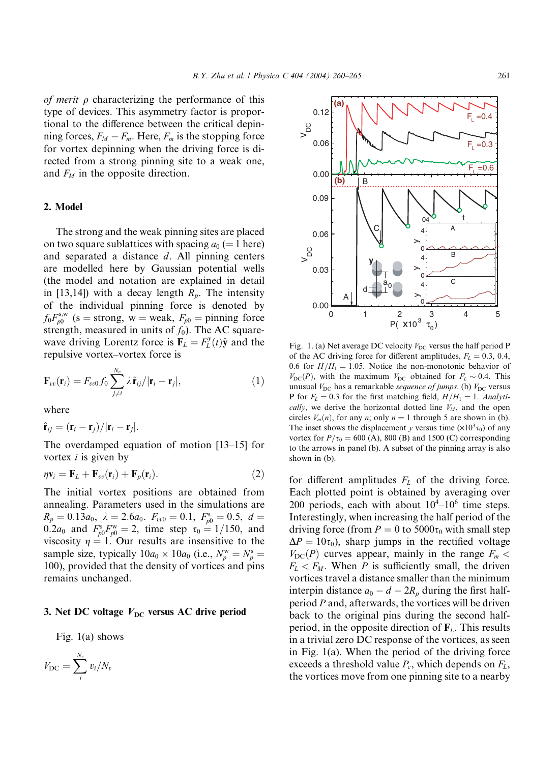*of merit* $\rho$ characterizing the performance of this type of devices. This asymmetry factor is proportional to the difference between the critical depinning forces, $F_M - F_m$. Here, $F_m$ is the stopping force for vortex depinning when the driving force is directed from a strong pinning site to a weak one, and $F_M$ in the opposite direction.

## 2. Model

The strong and the weak pinning sites are placed on two square sublattices with spacing $a_0$ (= 1 here) and separated a distance $d$. All pinning centers are modelled here by Gaussian potential wells (the model and notation are explained in detail in [13,14]) with a decay length $R_p$. The intensity of the individual pinning force is denoted by $f_0 F_{p0}^{s,w}$ (s = strong, w = weak, $F_{p0}$ = pinning force strength, measured in units of $f_0$). The AC square-wave driving Lorentz force is $\mathbf{F}_L = F_L^y(t)\hat{\mathbf{y}}$ and the repulsive vortex–vortex force is

$$\mathbf{F}_{vv}(\mathbf{r}_i) = F_{vv0} f_0 \sum_{j \neq i}^{N_v} \lambda \hat{\mathbf{r}}_{ij} / |\mathbf{r}_i - \mathbf{r}_j|, \tag{1}$$

where

$$\hat{\mathbf{r}}_{ij} = (\mathbf{r}_i - \mathbf{r}_j)/|\mathbf{r}_i - \mathbf{r}_j|.$$

The overdamped equation of motion [13–15] for vortex $i$ is given by

$$\eta \mathbf{v}_i = \mathbf{F}_L + \mathbf{F}_{vv}(\mathbf{r}_i) + \mathbf{F}_p(\mathbf{r}_i). \tag{2}$$

The initial vortex positions are obtained from annealing. Parameters used in the simulations are $R_p = 0.13a_0$, $\lambda = 2.6a_0$. $F_{vv0} = 0.1$, $F_{p0}^s = 0.5$, $d = 0.2a_0$ and $F_{p0}^s F_{p0}^w = 2$, time step $\tau_0 = 1/150$, and viscosity $\eta = 1$. Our results are insensitive to the sample size, typically $10a_0 \times 10a_0$ (i.e., $N_p^w = N_p^s = 100$), provided that the density of vortices and pins remains unchanged.

## 3. Net DC voltage $V_{DC}$ versus AC drive period

Fig. 1(a) shows

$$V_{DC} = \sum_i^{N_v} v_i / N_v$$

Fig. 1. (a) Net average DC velocity $V_{DC}$ versus the half period P of the AC driving force for different amplitudes, $F_L = 0.3$, 0.4, 0.6 for $H/H_1 = 1.05$. Notice the non-monotonic behavior of $V_{DC}(P)$, with the maximum $V_{DC}$ obtained for $F_L \sim 0.4$. This unusual $V_{DC}$ has a remarkable *sequence of jumps*. (b) $V_{DC}$ versus P for $F_L = 0.3$ for the first matching field, $H/H_1 = 1$. *Analytically*, we derive the horizontal dotted line $V_M$, and the open circles $V_m(n)$, for any $n$; only $n = 1$ through 5 are shown in (b). The inset shows the displacement $y$ versus time ($\times 10^3 \tau_0$) of any vortex for $P/\tau_0 = 600$ (A), 800 (B) and 1500 (C) corresponding to the arrows in panel (b). A subset of the pinning array is also shown in (b).

for different amplitudes $F_L$ of the driving force. Each plotted point is obtained by averaging over 200 periods, each with about $10^4$–$10^6$ time steps. Interestingly, when increasing the half period of the driving force (from $P = 0$ to $5000\tau_0$ with small step $\Delta P = 10\tau_0$), sharp jumps in the rectified voltage $V_{DC}(P)$ curves appear, mainly in the range $F_m < F_L < F_M$. When $P$ is sufficiently small, the driven vortices travel a distance smaller than the minimum interpin distance $a_0 - d - 2R_p$ during the first half-period $P$ and, afterwards, the vortices will be driven back to the original pins during the second half-period, in the opposite direction of $\mathbf{F}_L$. This results in a trivial zero DC response of the vortices, as seen in Fig. 1(a). When the period of the driving force exceeds a threshold value $P_c$, which depends on $F_L$, the vortices move from one pinning site to a nearby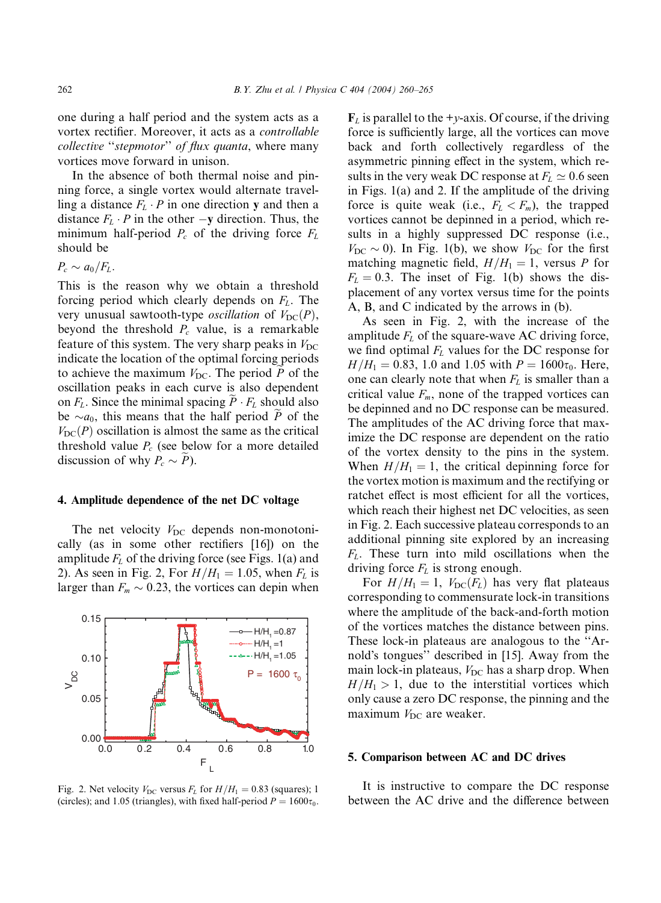one during a half period and the system acts as a vortex rectifier. Moreover, it acts as a *controllable collective "stepmotor" of flux quanta*, where many vortices move forward in unison.

In the absence of both thermal noise and pinning force, a single vortex would alternate travelling a distance $F_L \cdot P$ in one direction **y** and then a distance $F_L \cdot P$ in the other $-$**y** direction. Thus, the minimum half-period $P_c$ of the driving force $F_L$ should be

$$P_c \sim a_0/F_L.$$

This is the reason why we obtain a threshold forcing period which clearly depends on $F_L$. The very unusual sawtooth-type *oscillation* of $V_{DC}(P)$, beyond the threshold $P_c$ value, is a remarkable feature of this system. The very sharp peaks in $V_{DC}$ indicate the location of the optimal forcing periods to achieve the maximum $V_{DC}$. The period $\widetilde{P}$ of the oscillation peaks in each curve is also dependent on $F_L$. Since the minimal spacing $\widetilde{P} \cdot F_L$ should also be $\sim a_0$, this means that the half period $\widetilde{P}$ of the $V_{DC}(P)$ oscillation is almost the same as the critical threshold value $P_c$ (see below for a more detailed discussion of why $P_c \sim \widetilde{P}$).

## 4. Amplitude dependence of the net DC voltage

The net velocity $V_{DC}$ depends non-monotonically (as in some other rectifiers [16]) on the amplitude $F_L$ of the driving force (see Figs. 1(a) and 2). As seen in Fig. 2, For $H/H_1 = 1.05$, when $F_L$ is larger than $F_m \sim 0.23$, the vortices can depin when $\mathbf{F}_L$ is parallel to the $+y$-axis. Of course, if the driving force is sufficiently large, all the vortices can move back and forth collectively regardless of the asymmetric pinning effect in the system, which results in the very weak DC response at $F_L \simeq 0.6$ seen in Figs. 1(a) and 2. If the amplitude of the driving force is quite weak (i.e., $F_L < F_m$), the trapped vortices cannot be depinned in a period, which results in a highly suppressed DC response (i.e., $V_{DC} \sim 0$). In Fig. 1(b), we show $V_{DC}$ for the first matching magnetic field, $H/H_1 = 1$, versus $P$ for $F_L = 0.3$. The inset of Fig. 1(b) shows the displacement of any vortex versus time for the points A, B, and C indicated by the arrows in (b).

Fig. 2. Net velocity $V_{DC}$ versus $F_L$ for $H/H_1 = 0.83$ (squares); 1 (circles); and 1.05 (triangles), with fixed half-period $P = 1600\tau_0$.

As seen in Fig. 2, with the increase of the amplitude $F_L$ of the square-wave AC driving force, we find optimal $F_L$ values for the DC response for $H/H_1 = 0.83$, 1.0 and 1.05 with $P = 1600\tau_0$. Here, one can clearly note that when $F_L$ is smaller than a critical value $F_m$, none of the trapped vortices can be depinned and no DC response can be measured. The amplitudes of the AC driving force that maximize the DC response are dependent on the ratio of the vortex density to the pins in the system. When $H/H_1 = 1$, the critical depinning force for the vortex motion is maximum and the rectifying or ratchet effect is most efficient for all the vortices, which reach their highest net DC velocities, as seen in Fig. 2. Each successive plateau corresponds to an additional pinning site explored by an increasing $F_L$. These turn into mild oscillations when the driving force $F_L$ is strong enough.

For $H/H_1 = 1$, $V_{DC}(F_L)$ has very flat plateaus corresponding to commensurate lock-in transitions where the amplitude of the back-and-forth motion of the vortices matches the distance between pins. These lock-in plateaus are analogous to the "Arnold's tongues" described in [15]. Away from the main lock-in plateaus, $V_{DC}$ has a sharp drop. When $H/H_1 > 1$, due to the interstitial vortices which only cause a zero DC response, the pinning and the maximum $V_{DC}$ are weaker.

## 5. Comparison between AC and DC drives

It is instructive to compare the DC response between the AC drive and the difference between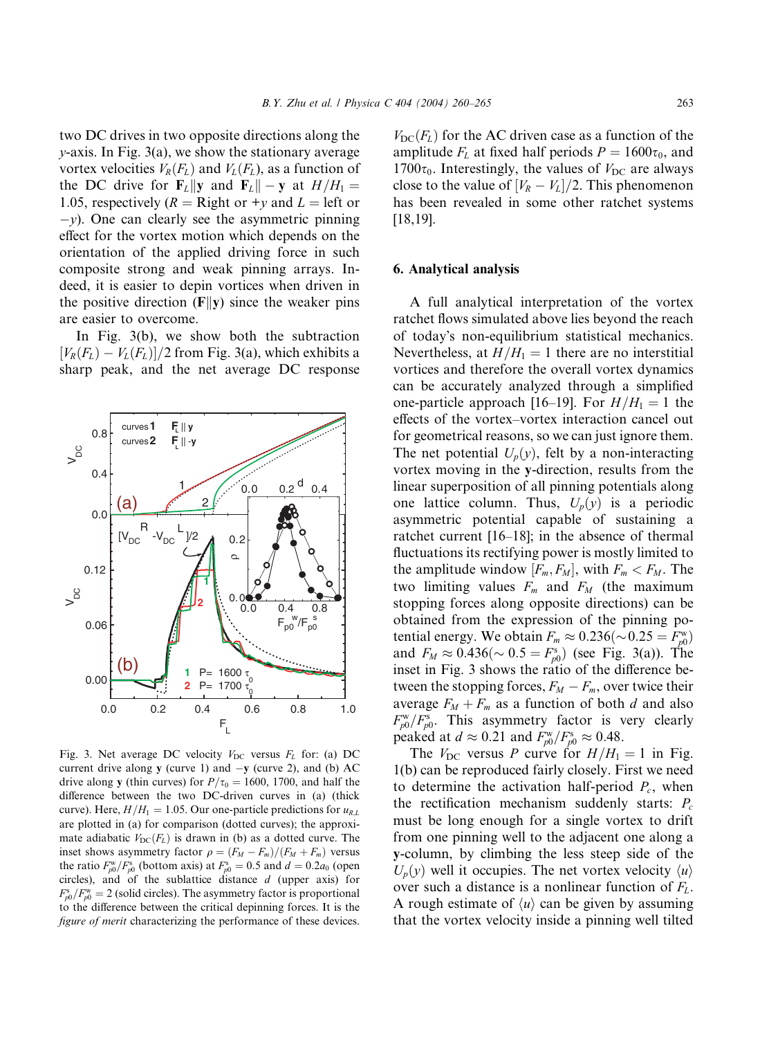two DC drives in two opposite directions along the $y$-axis. In Fig. 3(a), we show the stationary average vortex velocities $V_R(F_L)$ and $V_L(F_L)$, as a function of the DC drive for $\mathbf{F}_L \| \mathbf{y}$ and $\mathbf{F}_L \| -\mathbf{y}$ at $H/H_1 = 1.05$, respectively ($R$ = Right or $+y$ and $L$ = left or $-y$). One can clearly see the asymmetric pinning effect for the vortex motion which depends on the orientation of the applied driving force in such composite strong and weak pinning arrays. Indeed, it is easier to depin vortices when driven in the positive direction ($\mathbf{F} \| \mathbf{y}$) since the weaker pins are easier to overcome.

In Fig. 3(b), we show both the subtraction $[V_R(F_L) - V_L(F_L)]/2$ from Fig. 3(a), which exhibits a sharp peak, and the net average DC response $V_{DC}(F_L)$ for the AC driven case as a function of the amplitude $F_L$ at fixed half periods $P = 1600\tau_0$, and $1700\tau_0$. Interestingly, the values of $V_{DC}$ are always close to the value of $[V_R - V_L]/2$. This phenomenon has been revealed in some other ratchet systems [18,19].

Fig. 3. Net average DC velocity $V_{DC}$ versus $F_L$ for: (a) DC current drive along $\mathbf{y}$ (curve 1) and $-\mathbf{y}$ (curve 2), and (b) AC drive along $\mathbf{y}$ (thin curves) for $P/\tau_0 = 1600$, 1700, and half the difference between the two DC-driven curves in (a) (thick curve). Here, $H/H_1 = 1.05$. Our one-particle predictions for $u_{R,L}$ are plotted in (a) for comparison (dotted curves); the approximate adiabatic $V_{DC}(F_L)$ is drawn in (b) as a dotted curve. The inset shows asymmetry factor $\rho = (F_M - F_m)/(F_M + F_m)$ versus the ratio $F^w_{p0}/F^s_{p0}$ (bottom axis) at $F^s_{p0} = 0.5$ and $d = 0.2a_0$ (open circles), and of the sublattice distance $d$ (upper axis) for $F^s_{p0}/F^w_{p0} = 2$ (solid circles). The asymmetry factor is proportional to the difference between the critical depinning forces. It is the *figure of merit* characterizing the performance of these devices.

## 6. Analytical analysis

A full analytical interpretation of the vortex ratchet flows simulated above lies beyond the reach of today's non-equilibrium statistical mechanics. Nevertheless, at $H/H_1 = 1$ there are no interstitial vortices and therefore the overall vortex dynamics can be accurately analyzed through a simplified one-particle approach [16–19]. For $H/H_1 = 1$ the effects of the vortex–vortex interaction cancel out for geometrical reasons, so we can just ignore them. The net potential $U_p(y)$, felt by a non-interacting vortex moving in the $\mathbf{y}$-direction, results from the linear superposition of all pinning potentials along one lattice column. Thus, $U_p(y)$ is a periodic asymmetric potential capable of sustaining a ratchet current [16–18]; in the absence of thermal fluctuations its rectifying power is mostly limited to the amplitude window $[F_m, F_M]$, with $F_m < F_M$. The two limiting values $F_m$ and $F_M$ (the maximum stopping forces along opposite directions) can be obtained from the expression of the pinning potential energy. We obtain $F_m \approx 0.236 (\sim 0.25 = F^w_{p0})$ and $F_M \approx 0.436 (\sim 0.5 = F^s_{p0})$ (see Fig. 3(a)). The inset in Fig. 3 shows the ratio of the difference between the stopping forces, $F_M - F_m$, over twice their average $F_M + F_m$ as a function of both $d$ and also $F^w_{p0}/F^s_{p0}$. This asymmetry factor is very clearly peaked at $d \approx 0.21$ and $F^w_{p0}/F^s_{p0} \approx 0.48$.

The $V_{DC}$ versus $P$ curve for $H/H_1 = 1$ in Fig. 1(b) can be reproduced fairly closely. First we need to determine the activation half-period $P_c$, when the rectification mechanism suddenly starts: $P_c$ must be long enough for a single vortex to drift from one pinning well to the adjacent one along a $\mathbf{y}$-column, by climbing the less steep side of the $U_p(y)$ well it occupies. The net vortex velocity $\langle u \rangle$ over such a distance is a nonlinear function of $F_L$. A rough estimate of $\langle u \rangle$ can be given by assuming that the vortex velocity inside a pinning well tilted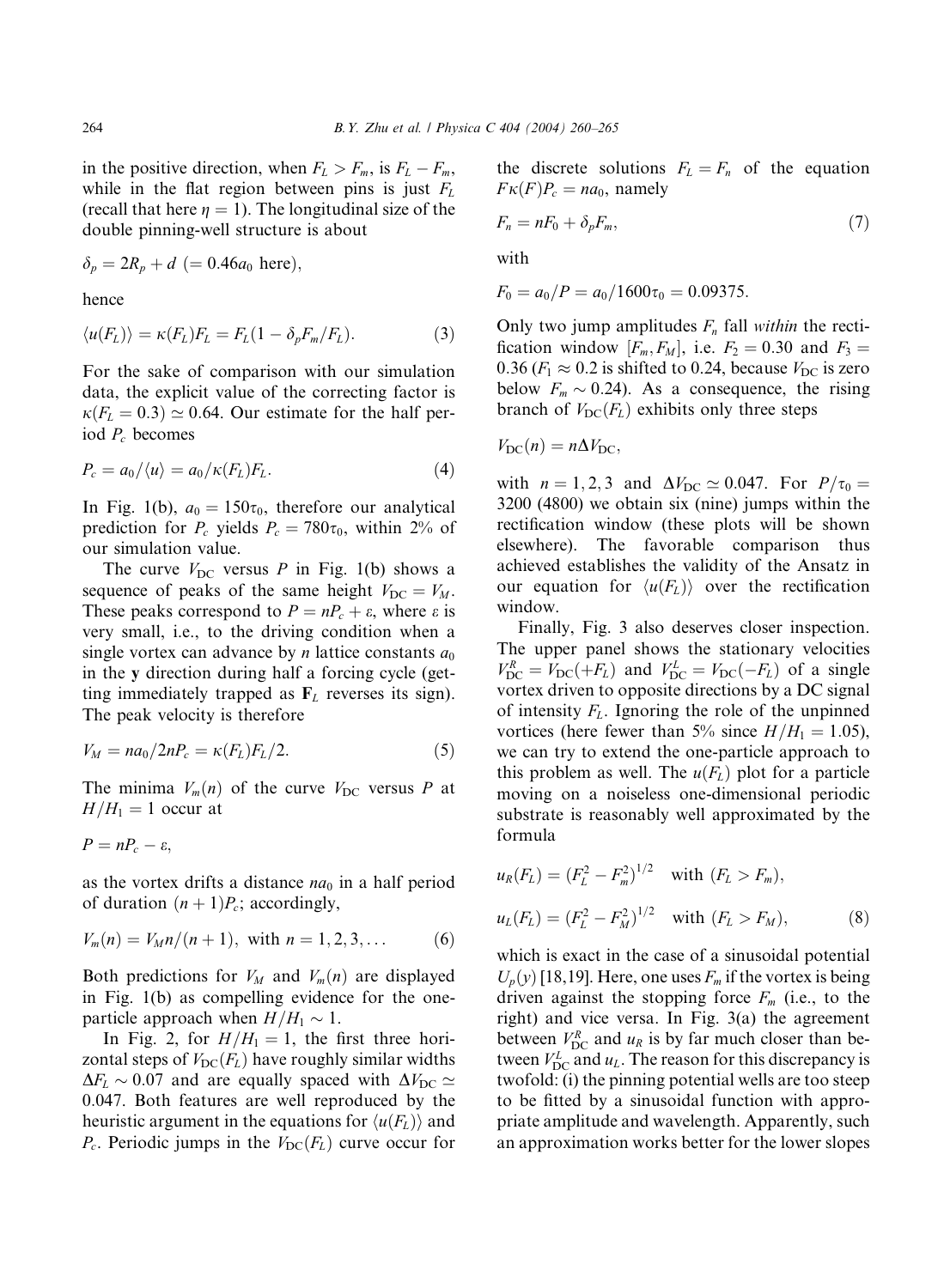in the positive direction, when $F_L > F_m$, is $F_L - F_m$, while in the flat region between pins is just $F_L$ (recall that here $\eta = 1$). The longitudinal size of the double pinning-well structure is about

$$\delta_p = 2R_p + d \ (= 0.46a_0 \text{ here}),$$

hence

$$\langle u(F_L)\rangle = \kappa(F_L)F_L = F_L(1 - \delta_p F_m/F_L). \tag{3}$$

For the sake of comparison with our simulation data, the explicit value of the correcting factor is $\kappa(F_L = 0.3) \simeq 0.64$. Our estimate for the half period $P_c$ becomes

$$P_c = a_0/\langle u\rangle = a_0/\kappa(F_L)F_L. \tag{4}$$

In Fig. 1(b), $a_0 = 150\tau_0$, therefore our analytical prediction for $P_c$ yields $P_c = 780\tau_0$, within 2% of our simulation value.

The curve $V_{\rm DC}$ versus $P$ in Fig. 1(b) shows a sequence of peaks of the same height $V_{\rm DC} = V_M$. These peaks correspond to $P = nP_c + \varepsilon$, where $\varepsilon$ is very small, i.e., to the driving condition when a single vortex can advance by $n$ lattice constants $a_0$ in the **y** direction during half a forcing cycle (getting immediately trapped as $\mathbf{F}_L$ reverses its sign). The peak velocity is therefore

$$V_M = na_0/2nP_c = \kappa(F_L)F_L/2. \tag{5}$$

The minima $V_m(n)$ of the curve $V_{\rm DC}$ versus $P$ at $H/H_1 = 1$ occur at

$$P = nP_c - \varepsilon,$$

as the vortex drifts a distance $na_0$ in a half period of duration $(n+1)P_c$; accordingly,

$$V_m(n) = V_M n/(n+1), \text{ with } n = 1, 2, 3, \ldots \tag{6}$$

Both predictions for $V_M$ and $V_m(n)$ are displayed in Fig. 1(b) as compelling evidence for the one-particle approach when $H/H_1 \sim 1$.

In Fig. 2, for $H/H_1 = 1$, the first three horizontal steps of $V_{\rm DC}(F_L)$ have roughly similar widths $\Delta F_L \sim 0.07$ and are equally spaced with $\Delta V_{\rm DC} \simeq 0.047$. Both features are well reproduced by the heuristic argument in the equations for $\langle u(F_L)\rangle$ and $P_c$. Periodic jumps in the $V_{\rm DC}(F_L)$ curve occur for the discrete solutions $F_L = F_n$ of the equation $F\kappa(F)P_c = na_0$, namely

$$F_n = nF_0 + \delta_p F_m, \tag{7}$$

with

$$F_0 = a_0/P = a_0/1600\tau_0 = 0.09375.$$

Only two jump amplitudes $F_n$ fall *within* the rectification window $[F_m, F_M]$, i.e. $F_2 = 0.30$ and $F_3 = 0.36$ ($F_1 \approx 0.2$ is shifted to 0.24, because $V_{\rm DC}$ is zero below $F_m \sim 0.24$). As a consequence, the rising branch of $V_{\rm DC}(F_L)$ exhibits only three steps

$$V_{\rm DC}(n) = n\Delta V_{\rm DC},$$

with $n = 1, 2, 3$ and $\Delta V_{\rm DC} \simeq 0.047$. For $P/\tau_0 = 3200$ (4800) we obtain six (nine) jumps within the rectification window (these plots will be shown elsewhere). The favorable comparison thus achieved establishes the validity of the Ansatz in our equation for $\langle u(F_L)\rangle$ over the rectification window.

Finally, Fig. 3 also deserves closer inspection. The upper panel shows the stationary velocities $V^R_{\rm DC} = V_{\rm DC}(+F_L)$ and $V^L_{\rm DC} = V_{\rm DC}(-F_L)$ of a single vortex driven to opposite directions by a DC signal of intensity $F_L$. Ignoring the role of the unpinned vortices (here fewer than 5% since $H/H_1 = 1.05$), we can try to extend the one-particle approach to this problem as well. The $u(F_L)$ plot for a particle moving on a noiseless one-dimensional periodic substrate is reasonably well approximated by the formula

$$u_R(F_L) = (F_L^2 - F_m^2)^{1/2} \quad \text{with } (F_L > F_m),$$
$$u_L(F_L) = (F_L^2 - F_M^2)^{1/2} \quad \text{with } (F_L > F_M), \tag{8}$$

which is exact in the case of a sinusoidal potential $U_p(y)$ [18,19]. Here, one uses $F_m$ if the vortex is being driven against the stopping force $F_m$ (i.e., to the right) and vice versa. In Fig. 3(a) the agreement between $V^R_{\rm DC}$ and $u_R$ is by far much closer than between $V^L_{\rm DC}$ and $u_L$. The reason for this discrepancy is twofold: (i) the pinning potential wells are too steep to be fitted by a sinusoidal function with appropriate amplitude and wavelength. Apparently, such an approximation works better for the lower slopes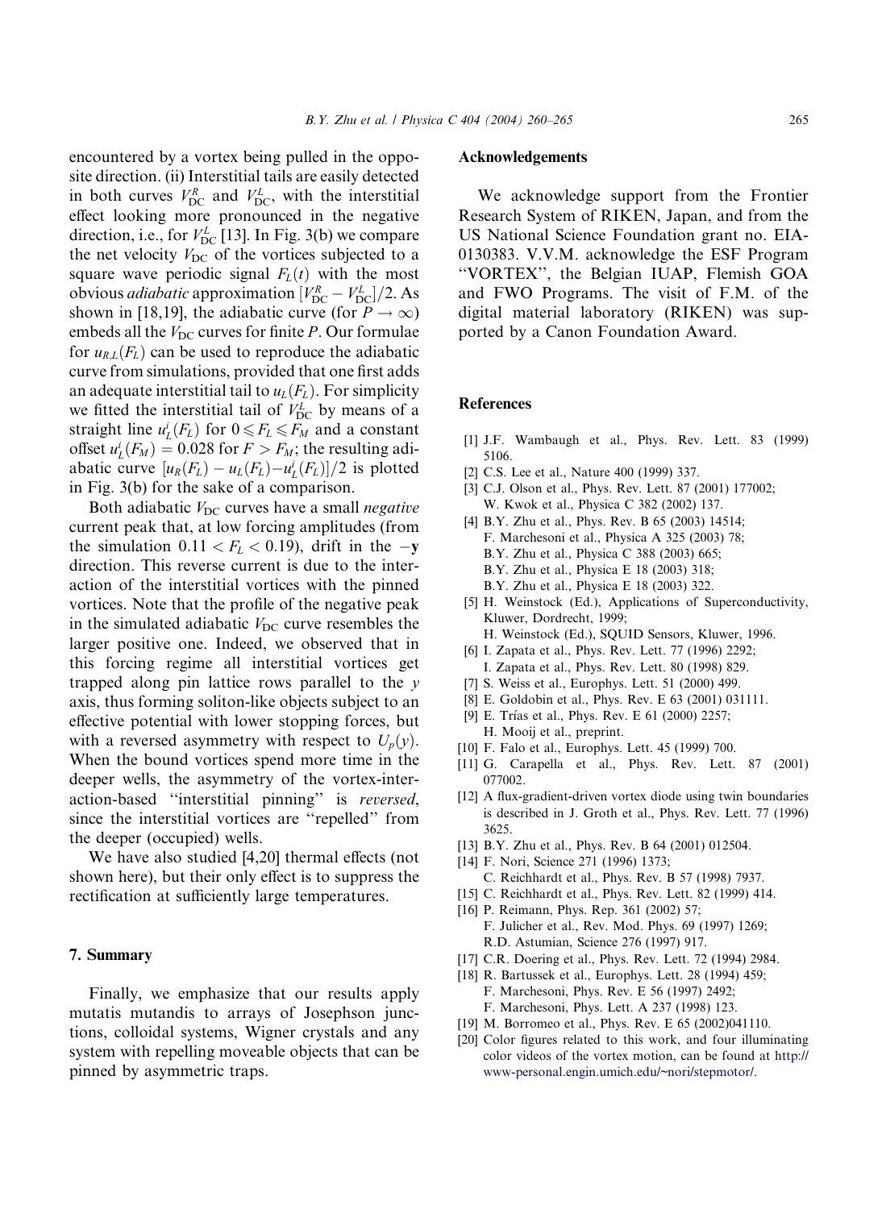encountered by a vortex being pulled in the opposite direction. (ii) Interstitial tails are easily detected in both curves $V_{DC}^R$ and $V_{DC}^L$, with the interstitial effect looking more pronounced in the negative direction, i.e., for $V_{DC}^L$ [13]. In Fig. 3(b) we compare the net velocity $V_{DC}$ of the vortices subjected to a square wave periodic signal $F_L(t)$ with the most obvious *adiabatic* approximation $[V_{DC}^R - V_{DC}^L]/2$. As shown in [18,19], the adiabatic curve (for $P \to \infty$) embeds all the $V_{DC}$ curves for finite $P$. Our formulae for $u_{R,L}(F_L)$ can be used to reproduce the adiabatic curve from simulations, provided that one first adds an adequate interstitial tail to $u_L(F_L)$. For simplicity we fitted the interstitial tail of $V_{DC}^L$ by means of a straight line $u_L^i(F_L)$ for $0 \leqslant F_L \leqslant F_M$ and a constant offset $u_L^i(F_M) = 0.028$ for $F > F_M$; the resulting adiabatic curve $[u_R(F_L) - u_L(F_L) - u_L^i(F_L)]/2$ is plotted in Fig. 3(b) for the sake of a comparison.

Both adiabatic $V_{DC}$ curves have a small *negative* current peak that, at low forcing amplitudes (from the simulation $0.11 < F_L < 0.19$), drift in the $-\mathbf{y}$ direction. This reverse current is due to the interaction of the interstitial vortices with the pinned vortices. Note that the profile of the negative peak in the simulated adiabatic $V_{DC}$ curve resembles the larger positive one. Indeed, we observed that in this forcing regime all interstitial vortices get trapped along pin lattice rows parallel to the $y$ axis, thus forming soliton-like objects subject to an effective potential with lower stopping forces, but with a reversed asymmetry with respect to $U_p(y)$. When the bound vortices spend more time in the deeper wells, the asymmetry of the vortex-interaction-based "interstitial pinning" is *reversed*, since the interstitial vortices are "repelled" from the deeper (occupied) wells.

We have also studied [4,20] thermal effects (not shown here), but their only effect is to suppress the rectification at sufficiently large temperatures.

## 7. Summary

Finally, we emphasize that our results apply mutatis mutandis to arrays of Josephson junctions, colloidal systems, Wigner crystals and any system with repelling moveable objects that can be pinned by asymmetric traps.

## Acknowledgements

We acknowledge support from the Frontier Research System of RIKEN, Japan, and from the US National Science Foundation grant no. EIA-0130383. V.V.M. acknowledge the ESF Program "VORTEX", the Belgian IUAP, Flemish GOA and FWO Programs. The visit of F.M. of the digital material laboratory (RIKEN) was supported by a Canon Foundation Award.

## References

[1] J.F. Wambaugh et al., Phys. Rev. Lett. 83 (1999) 5106.

[2] C.S. Lee et al., Nature 400 (1999) 337.

[3] C.J. Olson et al., Phys. Rev. Lett. 87 (2001) 177002; W. Kwok et al., Physica C 382 (2002) 137.

[4] B.Y. Zhu et al., Phys. Rev. B 65 (2003) 14514; F. Marchesoni et al., Physica A 325 (2003) 78; B.Y. Zhu et al., Physica C 388 (2003) 665; B.Y. Zhu et al., Physica E 18 (2003) 318; B.Y. Zhu et al., Physica E 18 (2003) 322.

[5] H. Weinstock (Ed.), Applications of Superconductivity, Kluwer, Dordrecht, 1999; H. Weinstock (Ed.), SQUID Sensors, Kluwer, 1996.

[6] I. Zapata et al., Phys. Rev. Lett. 77 (1996) 2292; I. Zapata et al., Phys. Rev. Lett. 80 (1998) 829.

[7] S. Weiss et al., Europhys. Lett. 51 (2000) 499.

[8] E. Goldobin et al., Phys. Rev. E 63 (2001) 031111.

[9] E. Trías et al., Phys. Rev. E 61 (2000) 2257; H. Mooij et al., preprint.

[10] F. Falo et al., Europhys. Lett. 45 (1999) 700.

[11] G. Carapella et al., Phys. Rev. Lett. 87 (2001) 077002.

[12] A flux-gradient-driven vortex diode using twin boundaries is described in J. Groth et al., Phys. Rev. Lett. 77 (1996) 3625.

[13] B.Y. Zhu et al., Phys. Rev. B 64 (2001) 012504.

[14] F. Nori, Science 271 (1996) 1373; C. Reichhardt et al., Phys. Rev. B 57 (1998) 7937.

[15] C. Reichhardt et al., Phys. Rev. Lett. 82 (1999) 414.

[16] P. Reimann, Phys. Rep. 361 (2002) 57; F. Julicher et al., Rev. Mod. Phys. 69 (1997) 1269; R.D. Astumian, Science 276 (1997) 917.

[17] C.R. Doering et al., Phys. Rev. Lett. 72 (1994) 2984.

[18] R. Bartussek et al., Europhys. Lett. 28 (1994) 459; F. Marchesoni, Phys. Rev. E 56 (1997) 2492; F. Marchesoni, Phys. Lett. A 237 (1998) 123.

[19] M. Borromeo et al., Phys. Rev. E 65 (2002)041110.

[20] Color figures related to this work, and four illuminating color videos of the vortex motion, can be found at http://www-personal.engin.umich.edu/~nori/stepmotor/.